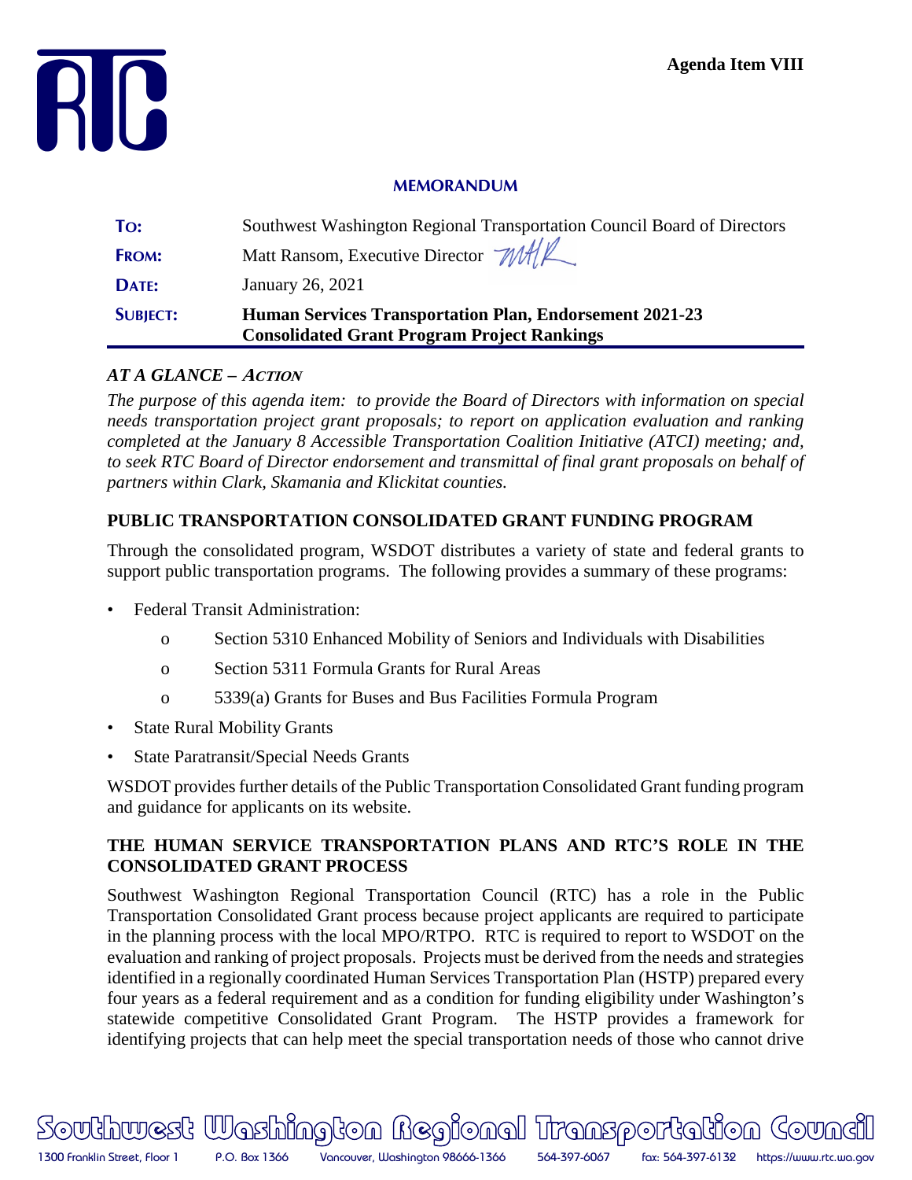Agenda Item VIII

**MEMORANDUM**

| | |
|---|---|
| **TO:** | Southwest Washington Regional Transportation Council Board of Directors |
| **FROM:** | Matt Ransom, Executive Director |
| **DATE:** | January 26, 2021 |
| **SUBJECT:** | **Human Services Transportation Plan, Endorsement 2021-23 Consolidated Grant Program Project Rankings** |

## *AT A GLANCE – ACTION*

*The purpose of this agenda item: to provide the Board of Directors with information on special needs transportation project grant proposals; to report on application evaluation and ranking completed at the January 8 Accessible Transportation Coalition Initiative (ATCI) meeting; and, to seek RTC Board of Director endorsement and transmittal of final grant proposals on behalf of partners within Clark, Skamania and Klickitat counties.*

## PUBLIC TRANSPORTATION CONSOLIDATED GRANT FUNDING PROGRAM

Through the consolidated program, WSDOT distributes a variety of state and federal grants to support public transportation programs. The following provides a summary of these programs:

- Federal Transit Administration:
  - Section 5310 Enhanced Mobility of Seniors and Individuals with Disabilities
  - Section 5311 Formula Grants for Rural Areas
  - 5339(a) Grants for Buses and Bus Facilities Formula Program
- State Rural Mobility Grants
- State Paratransit/Special Needs Grants

WSDOT provides further details of the Public Transportation Consolidated Grant funding program and guidance for applicants on its website.

## THE HUMAN SERVICE TRANSPORTATION PLANS AND RTC'S ROLE IN THE CONSOLIDATED GRANT PROCESS

Southwest Washington Regional Transportation Council (RTC) has a role in the Public Transportation Consolidated Grant process because project applicants are required to participate in the planning process with the local MPO/RTPO. RTC is required to report to WSDOT on the evaluation and ranking of project proposals. Projects must be derived from the needs and strategies identified in a regionally coordinated Human Services Transportation Plan (HSTP) prepared every four years as a federal requirement and as a condition for funding eligibility under Washington's statewide competitive Consolidated Grant Program. The HSTP provides a framework for identifying projects that can help meet the special transportation needs of those who cannot drive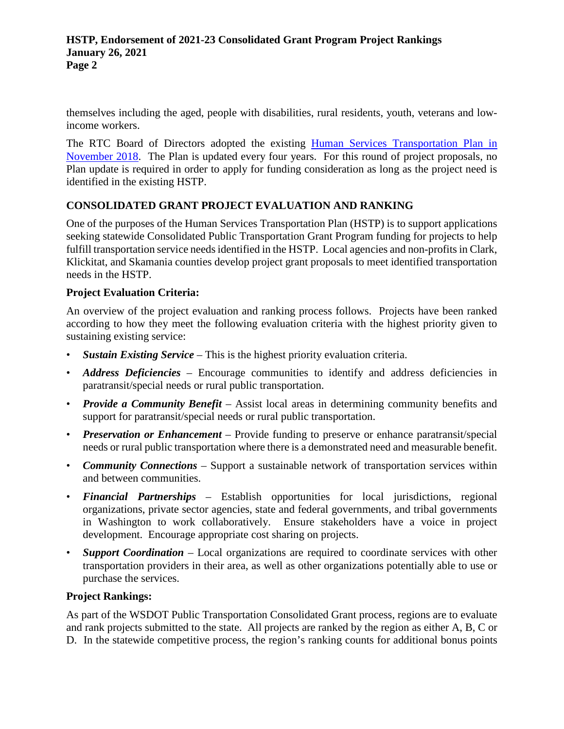themselves including the aged, people with disabilities, rural residents, youth, veterans and low-income workers.

The RTC Board of Directors adopted the existing [Human Services Transportation Plan in November 2018](). The Plan is updated every four years. For this round of project proposals, no Plan update is required in order to apply for funding consideration as long as the project need is identified in the existing HSTP.

## CONSOLIDATED GRANT PROJECT EVALUATION AND RANKING

One of the purposes of the Human Services Transportation Plan (HSTP) is to support applications seeking statewide Consolidated Public Transportation Grant Program funding for projects to help fulfill transportation service needs identified in the HSTP. Local agencies and non-profits in Clark, Klickitat, and Skamania counties develop project grant proposals to meet identified transportation needs in the HSTP.

### Project Evaluation Criteria:

An overview of the project evaluation and ranking process follows. Projects have been ranked according to how they meet the following evaluation criteria with the highest priority given to sustaining existing service:

- ***Sustain Existing Service*** – This is the highest priority evaluation criteria.
- ***Address Deficiencies*** – Encourage communities to identify and address deficiencies in paratransit/special needs or rural public transportation.
- ***Provide a Community Benefit*** – Assist local areas in determining community benefits and support for paratransit/special needs or rural public transportation.
- ***Preservation or Enhancement*** – Provide funding to preserve or enhance paratransit/special needs or rural public transportation where there is a demonstrated need and measurable benefit.
- ***Community Connections*** – Support a sustainable network of transportation services within and between communities.
- ***Financial Partnerships*** – Establish opportunities for local jurisdictions, regional organizations, private sector agencies, state and federal governments, and tribal governments in Washington to work collaboratively. Ensure stakeholders have a voice in project development. Encourage appropriate cost sharing on projects.
- ***Support Coordination*** – Local organizations are required to coordinate services with other transportation providers in their area, as well as other organizations potentially able to use or purchase the services.

### Project Rankings:

As part of the WSDOT Public Transportation Consolidated Grant process, regions are to evaluate and rank projects submitted to the state. All projects are ranked by the region as either A, B, C or D. In the statewide competitive process, the region's ranking counts for additional bonus points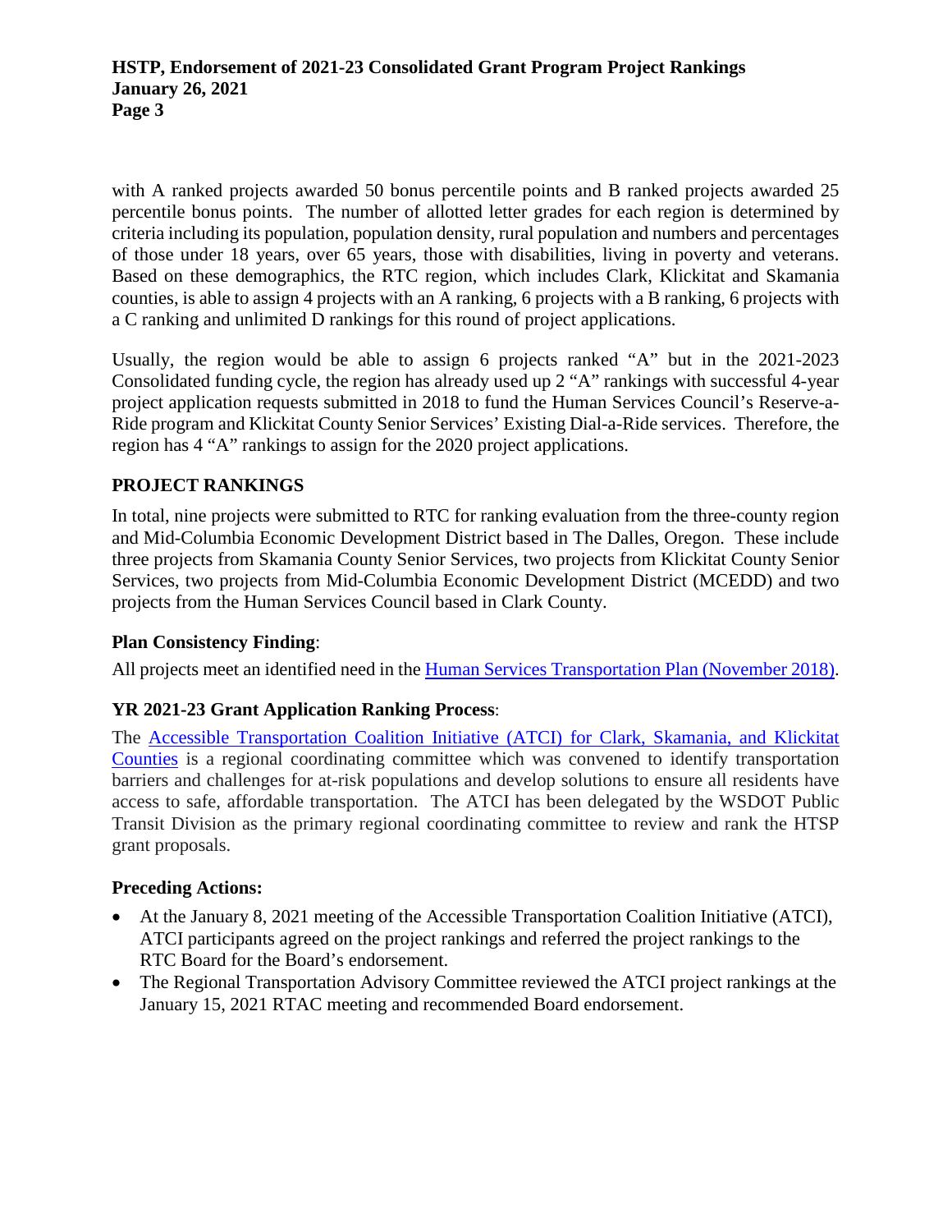with A ranked projects awarded 50 bonus percentile points and B ranked projects awarded 25 percentile bonus points. The number of allotted letter grades for each region is determined by criteria including its population, population density, rural population and numbers and percentages of those under 18 years, over 65 years, those with disabilities, living in poverty and veterans. Based on these demographics, the RTC region, which includes Clark, Klickitat and Skamania counties, is able to assign 4 projects with an A ranking, 6 projects with a B ranking, 6 projects with a C ranking and unlimited D rankings for this round of project applications.

Usually, the region would be able to assign 6 projects ranked "A" but in the 2021-2023 Consolidated funding cycle, the region has already used up 2 "A" rankings with successful 4-year project application requests submitted in 2018 to fund the Human Services Council's Reserve-a-Ride program and Klickitat County Senior Services' Existing Dial-a-Ride services. Therefore, the region has 4 "A" rankings to assign for the 2020 project applications.

## PROJECT RANKINGS

In total, nine projects were submitted to RTC for ranking evaluation from the three-county region and Mid-Columbia Economic Development District based in The Dalles, Oregon. These include three projects from Skamania County Senior Services, two projects from Klickitat County Senior Services, two projects from Mid-Columbia Economic Development District (MCEDD) and two projects from the Human Services Council based in Clark County.

### Plan Consistency Finding:

All projects meet an identified need in the Human Services Transportation Plan (November 2018).

### YR 2021-23 Grant Application Ranking Process:

The Accessible Transportation Coalition Initiative (ATCI) for Clark, Skamania, and Klickitat Counties is a regional coordinating committee which was convened to identify transportation barriers and challenges for at-risk populations and develop solutions to ensure all residents have access to safe, affordable transportation. The ATCI has been delegated by the WSDOT Public Transit Division as the primary regional coordinating committee to review and rank the HTSP grant proposals.

### Preceding Actions:

- At the January 8, 2021 meeting of the Accessible Transportation Coalition Initiative (ATCI), ATCI participants agreed on the project rankings and referred the project rankings to the RTC Board for the Board's endorsement.
- The Regional Transportation Advisory Committee reviewed the ATCI project rankings at the January 15, 2021 RTAC meeting and recommended Board endorsement.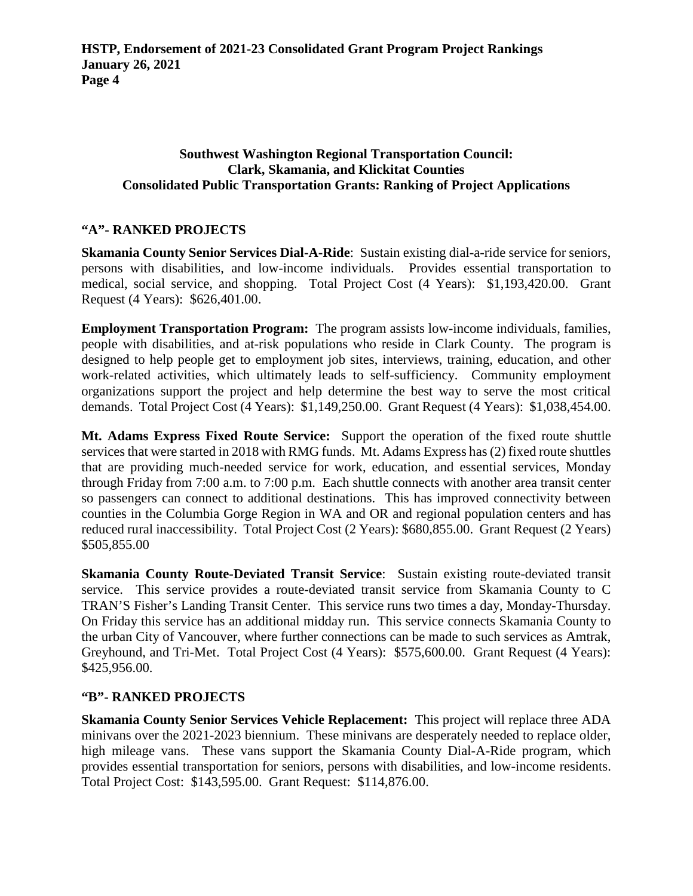**Southwest Washington Regional Transportation Council:**
**Clark, Skamania, and Klickitat Counties**
**Consolidated Public Transportation Grants: Ranking of Project Applications**

## "A"- RANKED PROJECTS

**Skamania County Senior Services Dial-A-Ride**: Sustain existing dial-a-ride service for seniors, persons with disabilities, and low-income individuals. Provides essential transportation to medical, social service, and shopping. Total Project Cost (4 Years): $1,193,420.00. Grant Request (4 Years): $626,401.00.

**Employment Transportation Program:** The program assists low-income individuals, families, people with disabilities, and at-risk populations who reside in Clark County. The program is designed to help people get to employment job sites, interviews, training, education, and other work-related activities, which ultimately leads to self-sufficiency. Community employment organizations support the project and help determine the best way to serve the most critical demands. Total Project Cost (4 Years): $1,149,250.00. Grant Request (4 Years): $1,038,454.00.

**Mt. Adams Express Fixed Route Service:** Support the operation of the fixed route shuttle services that were started in 2018 with RMG funds. Mt. Adams Express has (2) fixed route shuttles that are providing much-needed service for work, education, and essential services, Monday through Friday from 7:00 a.m. to 7:00 p.m. Each shuttle connects with another area transit center so passengers can connect to additional destinations. This has improved connectivity between counties in the Columbia Gorge Region in WA and OR and regional population centers and has reduced rural inaccessibility. Total Project Cost (2 Years): $680,855.00. Grant Request (2 Years) $505,855.00

**Skamania County Route-Deviated Transit Service**: Sustain existing route-deviated transit service. This service provides a route-deviated transit service from Skamania County to C TRAN'S Fisher's Landing Transit Center. This service runs two times a day, Monday-Thursday. On Friday this service has an additional midday run. This service connects Skamania County to the urban City of Vancouver, where further connections can be made to such services as Amtrak, Greyhound, and Tri-Met. Total Project Cost (4 Years): $575,600.00. Grant Request (4 Years): $425,956.00.

## "B"- RANKED PROJECTS

**Skamania County Senior Services Vehicle Replacement:** This project will replace three ADA minivans over the 2021-2023 biennium. These minivans are desperately needed to replace older, high mileage vans. These vans support the Skamania County Dial-A-Ride program, which provides essential transportation for seniors, persons with disabilities, and low-income residents. Total Project Cost: $143,595.00. Grant Request: $114,876.00.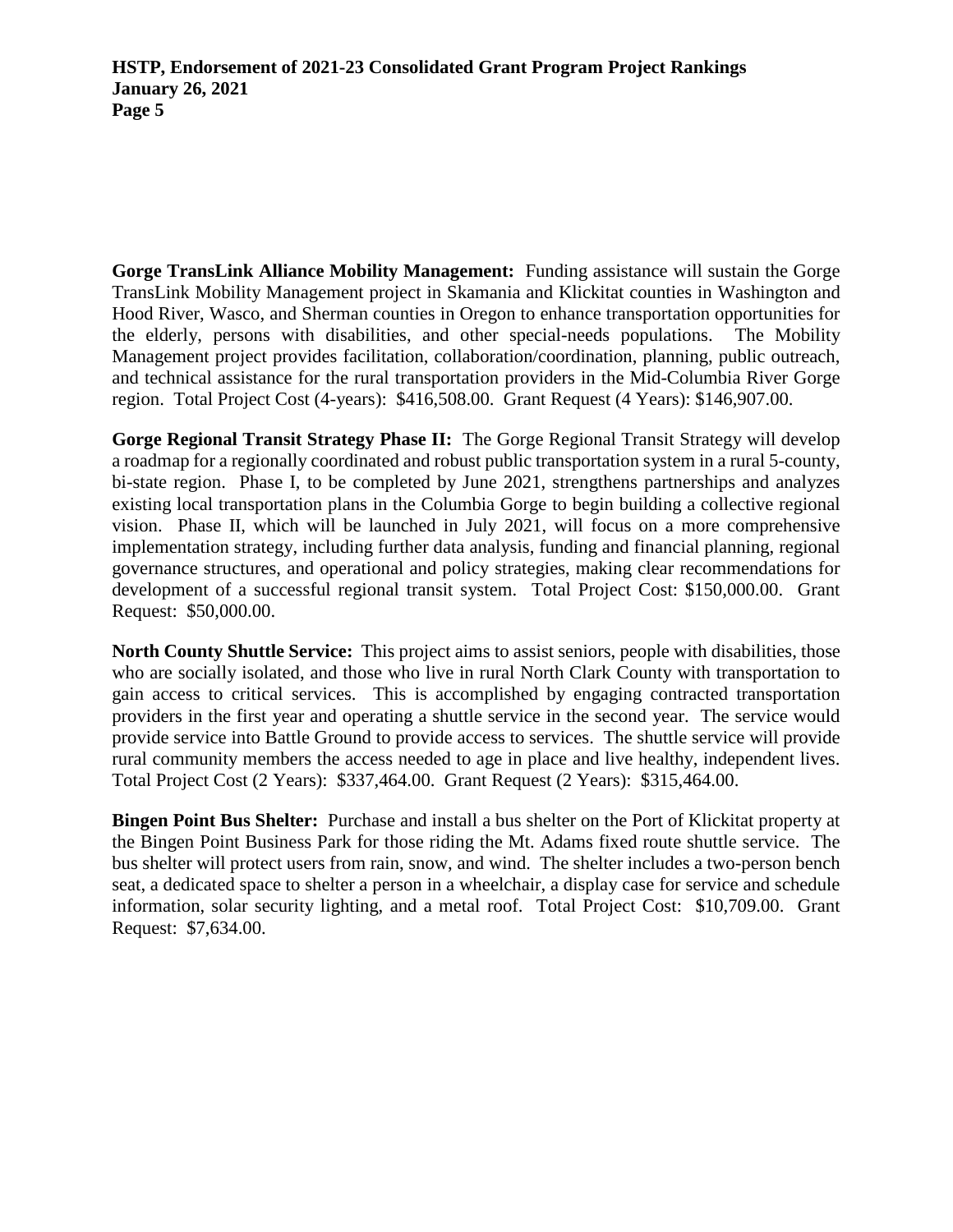**Gorge TransLink Alliance Mobility Management:** Funding assistance will sustain the Gorge TransLink Mobility Management project in Skamania and Klickitat counties in Washington and Hood River, Wasco, and Sherman counties in Oregon to enhance transportation opportunities for the elderly, persons with disabilities, and other special-needs populations. The Mobility Management project provides facilitation, collaboration/coordination, planning, public outreach, and technical assistance for the rural transportation providers in the Mid-Columbia River Gorge region. Total Project Cost (4-years): $416,508.00. Grant Request (4 Years): $146,907.00.

**Gorge Regional Transit Strategy Phase II:** The Gorge Regional Transit Strategy will develop a roadmap for a regionally coordinated and robust public transportation system in a rural 5-county, bi-state region. Phase I, to be completed by June 2021, strengthens partnerships and analyzes existing local transportation plans in the Columbia Gorge to begin building a collective regional vision. Phase II, which will be launched in July 2021, will focus on a more comprehensive implementation strategy, including further data analysis, funding and financial planning, regional governance structures, and operational and policy strategies, making clear recommendations for development of a successful regional transit system. Total Project Cost: $150,000.00. Grant Request: $50,000.00.

**North County Shuttle Service:** This project aims to assist seniors, people with disabilities, those who are socially isolated, and those who live in rural North Clark County with transportation to gain access to critical services. This is accomplished by engaging contracted transportation providers in the first year and operating a shuttle service in the second year. The service would provide service into Battle Ground to provide access to services. The shuttle service will provide rural community members the access needed to age in place and live healthy, independent lives. Total Project Cost (2 Years): $337,464.00. Grant Request (2 Years): $315,464.00.

**Bingen Point Bus Shelter:** Purchase and install a bus shelter on the Port of Klickitat property at the Bingen Point Business Park for those riding the Mt. Adams fixed route shuttle service. The bus shelter will protect users from rain, snow, and wind. The shelter includes a two-person bench seat, a dedicated space to shelter a person in a wheelchair, a display case for service and schedule information, solar security lighting, and a metal roof. Total Project Cost: $10,709.00. Grant Request: $7,634.00.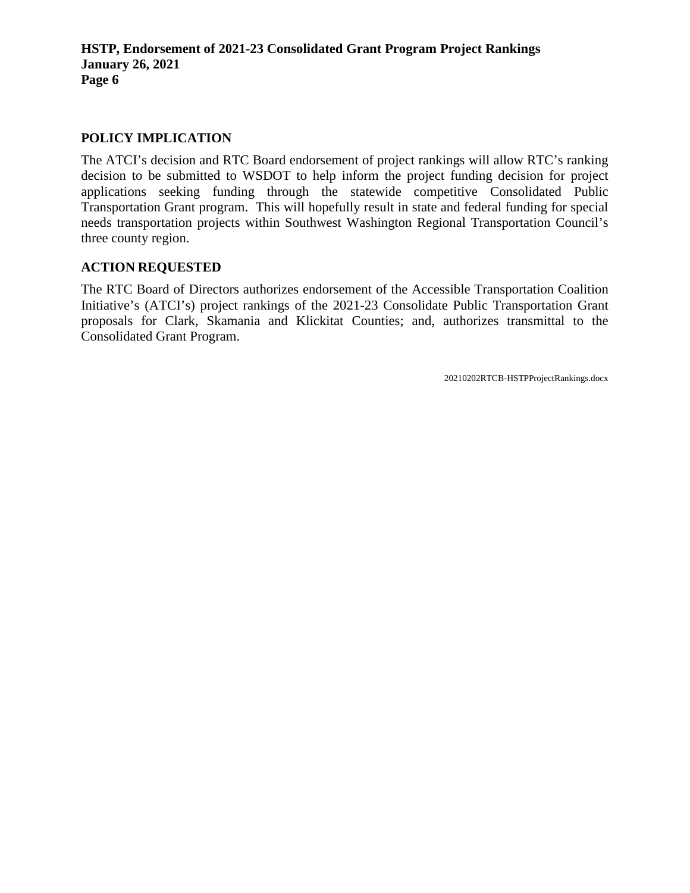## POLICY IMPLICATION

The ATCI's decision and RTC Board endorsement of project rankings will allow RTC's ranking decision to be submitted to WSDOT to help inform the project funding decision for project applications seeking funding through the statewide competitive Consolidated Public Transportation Grant program. This will hopefully result in state and federal funding for special needs transportation projects within Southwest Washington Regional Transportation Council's three county region.

## ACTION REQUESTED

The RTC Board of Directors authorizes endorsement of the Accessible Transportation Coalition Initiative's (ATCI's) project rankings of the 2021-23 Consolidate Public Transportation Grant proposals for Clark, Skamania and Klickitat Counties; and, authorizes transmittal to the Consolidated Grant Program.

20210202RTCB-HSTPProjectRankings.docx